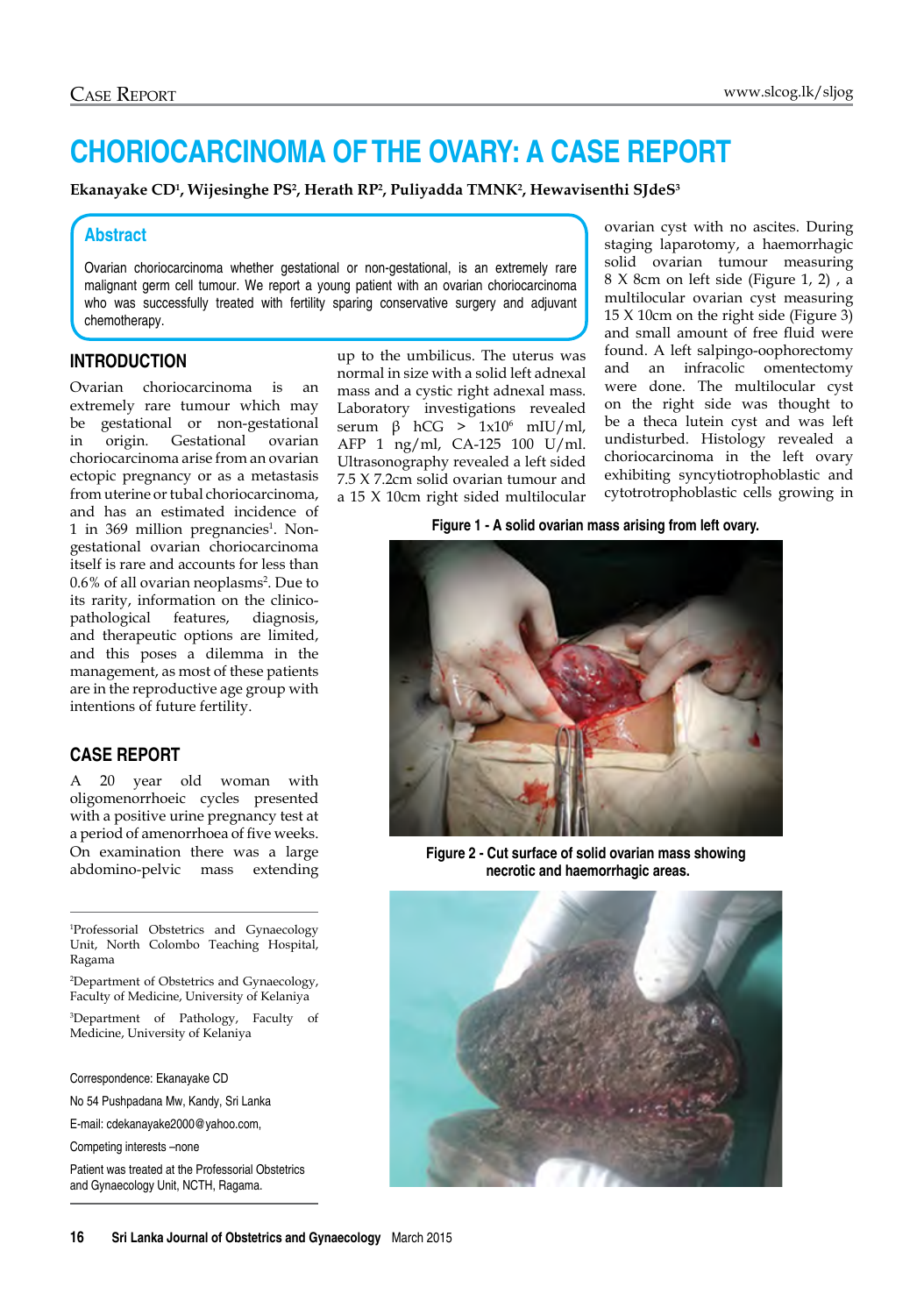# CHORIOCARCINOMA OF THE OVARY: A CASE REPORT

**Ekanayake CD[1], Wijesinghe PS[2], Herath RP[2], Puliyadda TMNK[2], Hewavisenthi SJdeS[3]**

## Abstract

Ovarian choriocarcinoma whether gestational or non-gestational, is an extremely rare malignant germ cell tumour. We report a young patient with an ovarian choriocarcinoma who was successfully treated with fertility sparing conservative surgery and adjuvant chemotherapy.

## INTRODUCTION

Ovarian choriocarcinoma is an extremely rare tumour which may be gestational or non-gestational in origin. Gestational ovarian choriocarcinoma arise from an ovarian ectopic pregnancy or as a metastasis from uterine or tubal choriocarcinoma, and has an estimated incidence of 1 in 369 million pregnancies[1]. Non-gestational ovarian choriocarcinoma itself is rare and accounts for less than 0.6% of all ovarian neoplasms[2]. Due to its rarity, information on the clinico-pathological features, diagnosis, and therapeutic options are limited, and this poses a dilemma in the management, as most of these patients are in the reproductive age group with intentions of future fertility.

## CASE REPORT

A 20 year old woman with oligomenorrhoeic cycles presented with a positive urine pregnancy test at a period of amenorrhoea of five weeks. On examination there was a large abdomino-pelvic mass extending up to the umbilicus. The uterus was normal in size with a solid left adnexal mass and a cystic right adnexal mass. Laboratory investigations revealed serum β hCG > $1 \times 10^6$ mIU/ml, AFP 1 ng/ml, CA-125 100 U/ml. Ultrasonography revealed a left sided 7.5 X 7.2cm solid ovarian tumour and a 15 X 10cm right sided multilocular ovarian cyst with no ascites. During staging laparotomy, a haemorrhagic solid ovarian tumour measuring 8 X 8cm on left side (Figure 1, 2) , a multilocular ovarian cyst measuring 15 X 10cm on the right side (Figure 3) and small amount of free fluid were found. A left salpingo-oophorectomy and an infracolic omentectomy were done. The multilocular cyst on the right side was thought to be a theca lutein cyst and was left undisturbed. Histology revealed a choriocarcinoma in the left ovary exhibiting syncytiotrophoblastic and cytotrotrophoblastic cells growing in

**Figure 1 - A solid ovarian mass arising from left ovary.**

**Figure 2 - Cut surface of solid ovarian mass showing necrotic and haemorrhagic areas.**

---

[1]Professorial Obstetrics and Gynaecology Unit, North Colombo Teaching Hospital, Ragama

[2]Department of Obstetrics and Gynaecology, Faculty of Medicine, University of Kelaniya

[3]Department of Pathology, Faculty of Medicine, University of Kelaniya

Correspondence: Ekanayake CD

No 54 Pushpadana Mw, Kandy, Sri Lanka

E-mail: cdekanayake2000@yahoo.com,

Competing interests –none

Patient was treated at the Professorial Obstetrics and Gynaecology Unit, NCTH, Ragama.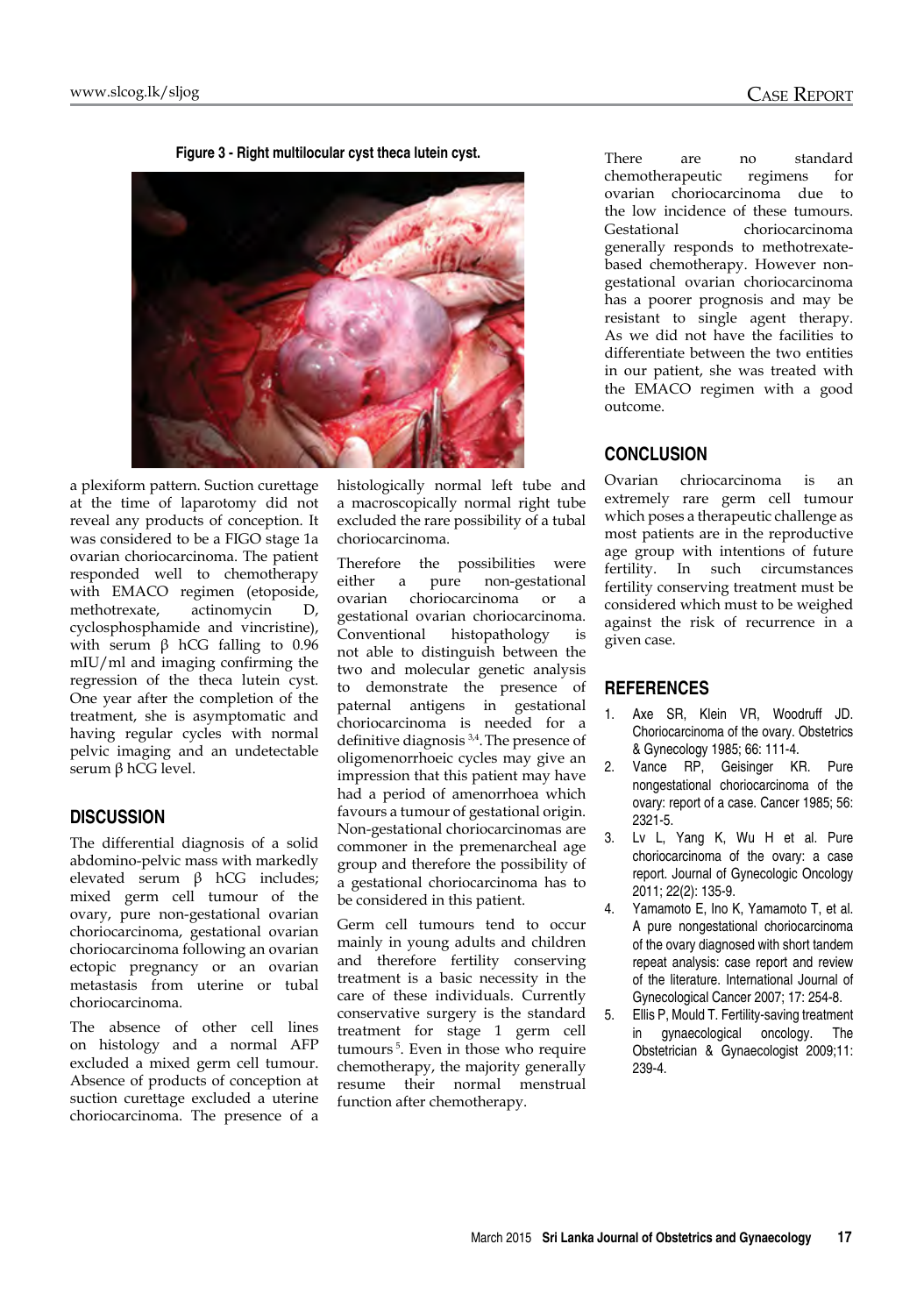**Figure 3 - Right multilocular cyst theca lutein cyst.**

a plexiform pattern. Suction curettage at the time of laparotomy did not reveal any products of conception. It was considered to be a FIGO stage 1a ovarian choriocarcinoma. The patient responded well to chemotherapy with EMACO regimen (etoposide, methotrexate, actinomycin D, cyclosphosphamide and vincristine), with serum β hCG falling to 0.96 mIU/ml and imaging confirming the regression of the theca lutein cyst. One year after the completion of the treatment, she is asymptomatic and having regular cycles with normal pelvic imaging and an undetectable serum β hCG level.

## DISCUSSION

The differential diagnosis of a solid abdomino-pelvic mass with markedly elevated serum β hCG includes; mixed germ cell tumour of the ovary, pure non-gestational ovarian choriocarcinoma, gestational ovarian choriocarcinoma following an ovarian ectopic pregnancy or an ovarian metastasis from uterine or tubal choriocarcinoma.

The absence of other cell lines on histology and a normal AFP excluded a mixed germ cell tumour. Absence of products of conception at suction curettage excluded a uterine choriocarcinoma. The presence of a histologically normal left tube and a macroscopically normal right tube excluded the rare possibility of a tubal choriocarcinoma.

Therefore the possibilities were either a pure non-gestational ovarian choriocarcinoma or a gestational ovarian choriocarcinoma. Conventional histopathology is not able to distinguish between the two and molecular genetic analysis to demonstrate the presence of paternal antigens in gestational choriocarcinoma is needed for a definitive diagnosis [3,4]. The presence of oligomenorrhoeic cycles may give an impression that this patient may have had a period of amenorrhoea which favours a tumour of gestational origin. Non-gestational choriocarcinomas are commoner in the premenarcheal age group and therefore the possibility of a gestational choriocarcinoma has to be considered in this patient.

Germ cell tumours tend to occur mainly in young adults and children and therefore fertility conserving treatment is a basic necessity in the care of these individuals. Currently conservative surgery is the standard treatment for stage 1 germ cell tumours [5]. Even in those who require chemotherapy, the majority generally resume their normal menstrual function after chemotherapy.

There are no standard chemotherapeutic regimens for ovarian choriocarcinoma due to the low incidence of these tumours. Gestational choriocarcinoma generally responds to methotrexate-based chemotherapy. However non-gestational ovarian choriocarcinoma has a poorer prognosis and may be resistant to single agent therapy. As we did not have the facilities to differentiate between the two entities in our patient, she was treated with the EMACO regimen with a good outcome.

## CONCLUSION

Ovarian chriocarcinoma is an extremely rare germ cell tumour which poses a therapeutic challenge as most patients are in the reproductive age group with intentions of future fertility. In such circumstances fertility conserving treatment must be considered which must to be weighed against the risk of recurrence in a given case.

## REFERENCES

1. Axe SR, Klein VR, Woodruff JD. Choriocarcinoma of the ovary. Obstetrics & Gynecology 1985; 66: 111-4.
2. Vance RP, Geisinger KR. Pure nongestational choriocarcinoma of the ovary: report of a case. Cancer 1985; 56: 2321-5.
3. Lv L, Yang K, Wu H et al. Pure choriocarcinoma of the ovary: a case report. Journal of Gynecologic Oncology 2011; 22(2): 135-9.
4. Yamamoto E, Ino K, Yamamoto T, et al. A pure nongestational choriocarcinoma of the ovary diagnosed with short tandem repeat analysis: case report and review of the literature. International Journal of Gynecological Cancer 2007; 17: 254-8.
5. Ellis P, Mould T. Fertility-saving treatment in gynaecological oncology. The Obstetrician & Gynaecologist 2009;11: 239-4.